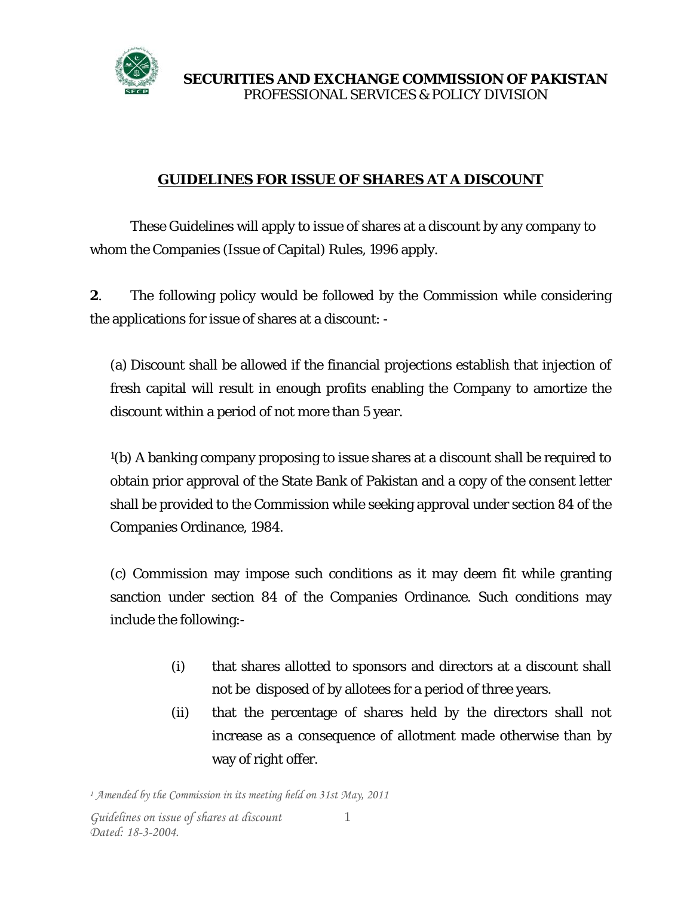**SECURITIES AND EXCHANGE COMMISSION OF PAKISTAN**
PROFESSIONAL SERVICES & POLICY DIVISION

## GUIDELINES FOR ISSUE OF SHARES AT A DISCOUNT

These Guidelines will apply to issue of shares at a discount by any company to whom the Companies (Issue of Capital) Rules, 1996 apply.

**2**. The following policy would be followed by the Commission while considering the applications for issue of shares at a discount: -

(a) Discount shall be allowed if the financial projections establish that injection of fresh capital will result in enough profits enabling the Company to amortize the discount within a period of not more than 5 year.

[1](b) A banking company proposing to issue shares at a discount shall be required to obtain prior approval of the State Bank of Pakistan and a copy of the consent letter shall be provided to the Commission while seeking approval under section 84 of the Companies Ordinance, 1984.

(c) Commission may impose such conditions as it may deem fit while granting sanction under section 84 of the Companies Ordinance. Such conditions may include the following:-

- (i) that shares allotted to sponsors and directors at a discount shall not be disposed of by allotees for a period of three years.
- (ii) that the percentage of shares held by the directors shall not increase as a consequence of allotment made otherwise than by way of right offer.

*[1] Amended by the Commission in its meeting held on 31st May, 2011*

*Guidelines on issue of shares at discount*
*Dated: 18-3-2004.*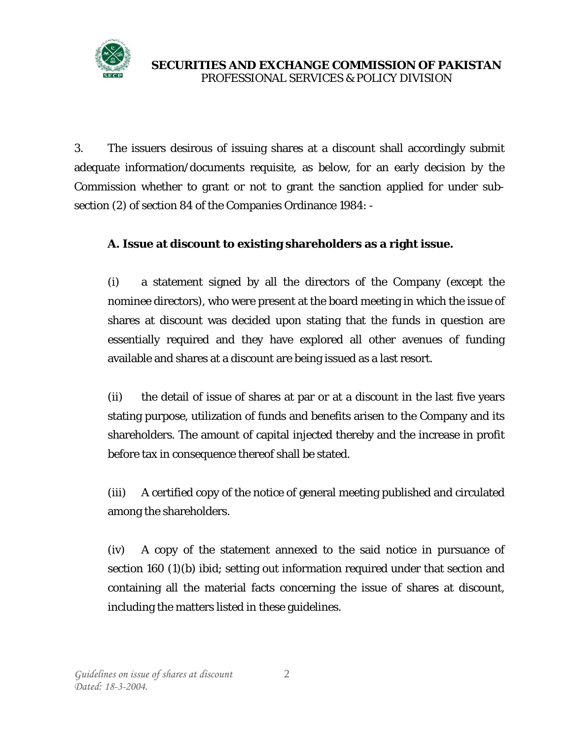3. The issuers desirous of issuing shares at a discount shall accordingly submit adequate information/documents requisite, as below, for an early decision by the Commission whether to grant or not to grant the sanction applied for under sub-section (2) of section 84 of the Companies Ordinance 1984: -

**A. Issue at discount to existing shareholders as a right issue.**

(i) a statement signed by all the directors of the Company (except the nominee directors), who were present at the board meeting in which the issue of shares at discount was decided upon stating that the funds in question are essentially required and they have explored all other avenues of funding available and shares at a discount are being issued as a last resort.

(ii) the detail of issue of shares at par or at a discount in the last five years stating purpose, utilization of funds and benefits arisen to the Company and its shareholders. The amount of capital injected thereby and the increase in profit before tax in consequence thereof shall be stated.

(iii) A certified copy of the notice of general meeting published and circulated among the shareholders.

(iv) A copy of the statement annexed to the said notice in pursuance of section 160 (1)(b) ibid; setting out information required under that section and containing all the material facts concerning the issue of shares at discount, including the matters listed in these guidelines.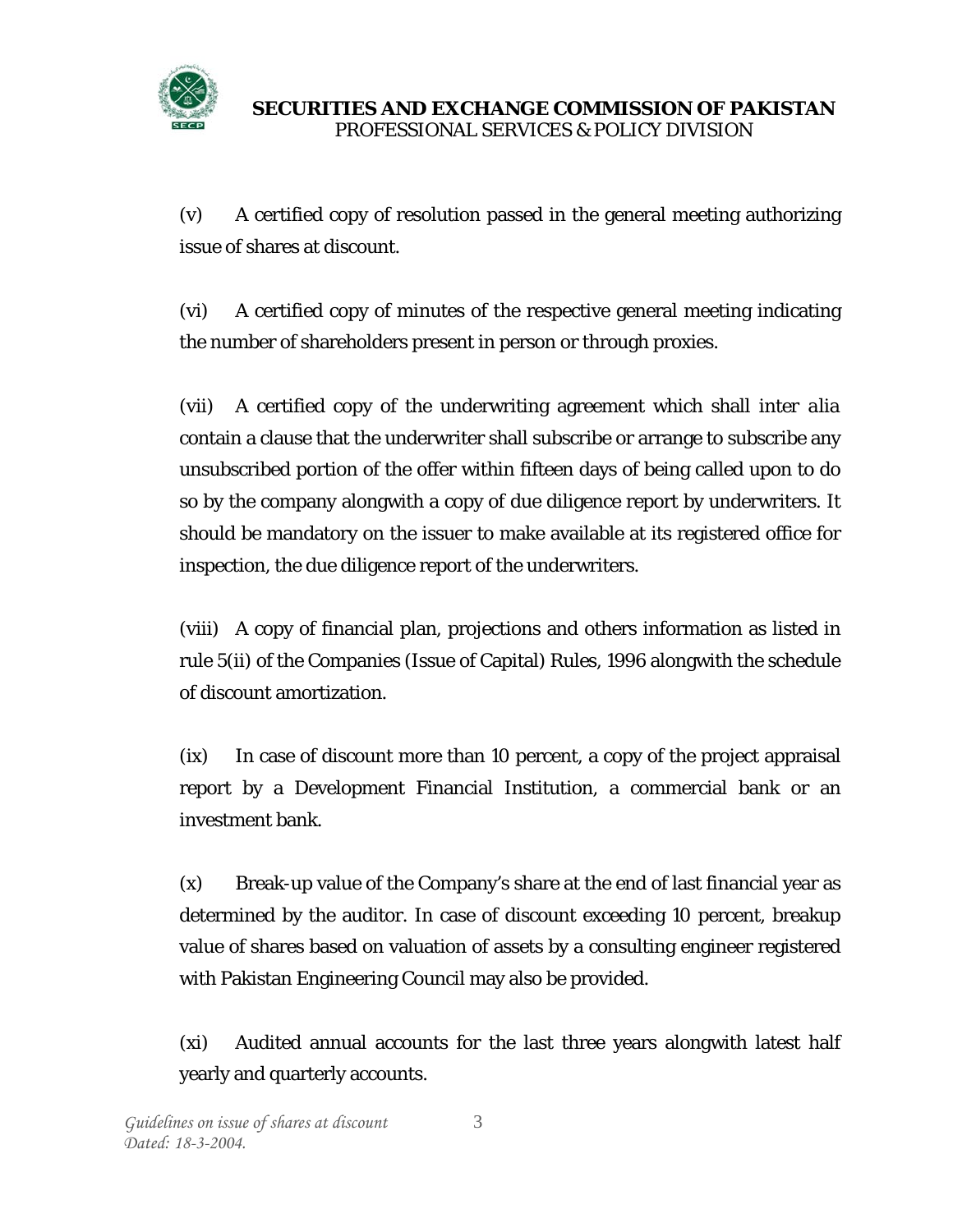(v) A certified copy of resolution passed in the general meeting authorizing issue of shares at discount.

(vi) A certified copy of minutes of the respective general meeting indicating the number of shareholders present in person or through proxies.

(vii) A certified copy of the underwriting agreement which shall inter alia contain a clause that the underwriter shall subscribe or arrange to subscribe any unsubscribed portion of the offer within fifteen days of being called upon to do so by the company alongwith a copy of due diligence report by underwriters. It should be mandatory on the issuer to make available at its registered office for inspection, the due diligence report of the underwriters.

(viii) A copy of financial plan, projections and others information as listed in rule 5(ii) of the Companies (Issue of Capital) Rules, 1996 alongwith the schedule of discount amortization.

(ix) In case of discount more than 10 percent, a copy of the project appraisal report by a Development Financial Institution, a commercial bank or an investment bank.

(x) Break-up value of the Company's share at the end of last financial year as determined by the auditor. In case of discount exceeding 10 percent, breakup value of shares based on valuation of assets by a consulting engineer registered with Pakistan Engineering Council may also be provided.

(xi) Audited annual accounts for the last three years alongwith latest half yearly and quarterly accounts.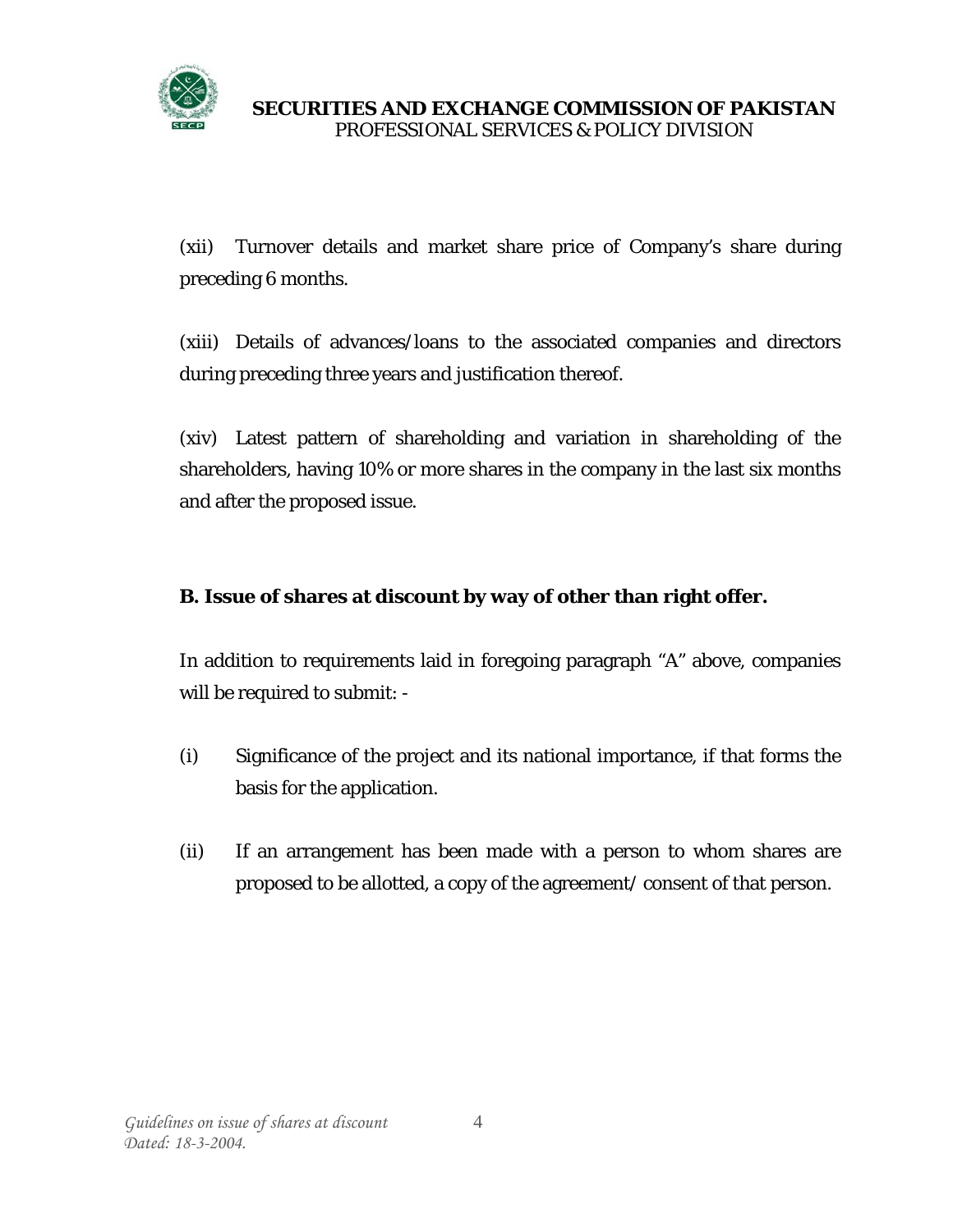(xii) Turnover details and market share price of Company's share during preceding 6 months.

(xiii) Details of advances/loans to the associated companies and directors during preceding three years and justification thereof.

(xiv) Latest pattern of shareholding and variation in shareholding of the shareholders, having 10% or more shares in the company in the last six months and after the proposed issue.

**B. Issue of shares at discount by way of other than right offer.**

In addition to requirements laid in foregoing paragraph "A" above, companies will be required to submit: -

(i) Significance of the project and its national importance, if that forms the basis for the application.

(ii) If an arrangement has been made with a person to whom shares are proposed to be allotted, a copy of the agreement/ consent of that person.